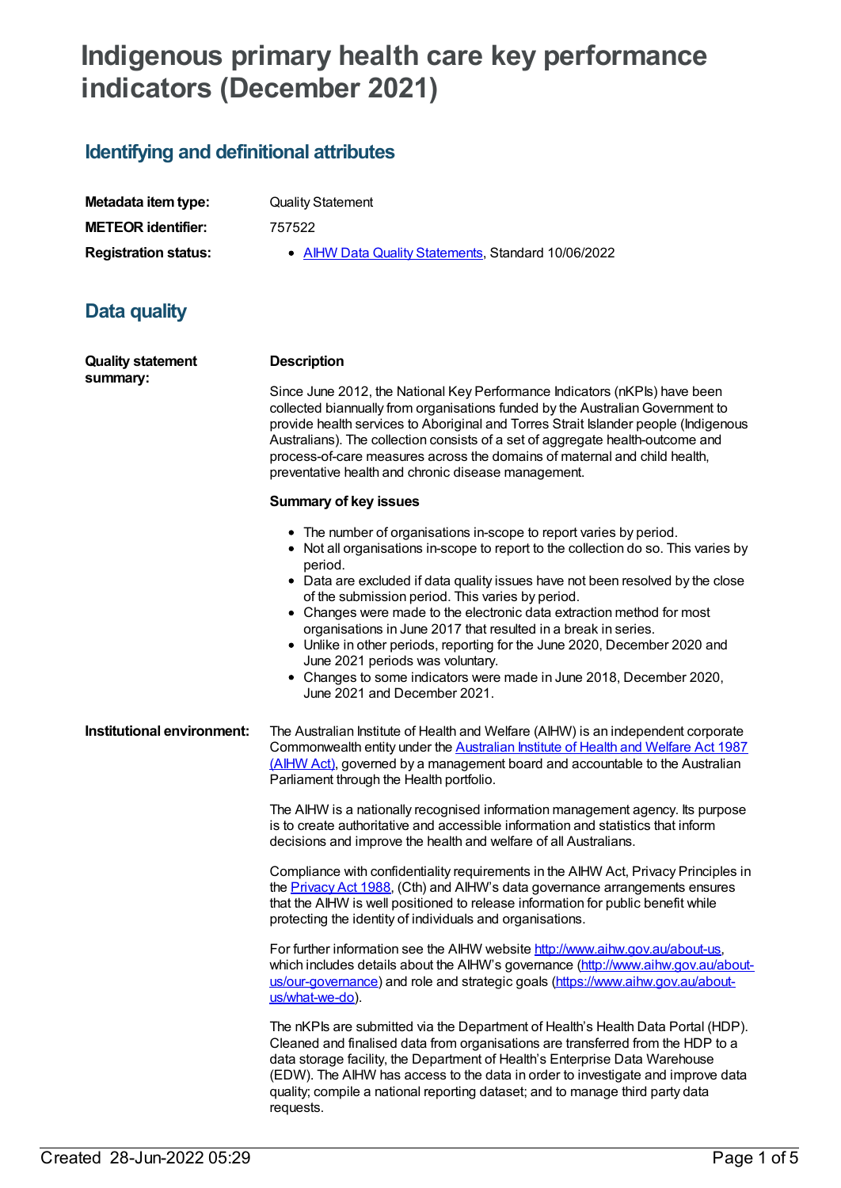# Indigenous primary health care key performance indicators (December 2021)

## Identifying and definitional attributes

| | |
|---|---|
| **Metadata item type:** | Quality Statement |
| **METEOR identifier:** | 757522 |
| **Registration status:** | • AIHW Data Quality Statements, Standard 10/06/2022 |

## Data quality

**Quality statement summary:**

**Description**

Since June 2012, the National Key Performance Indicators (nKPIs) have been collected biannually from organisations funded by the Australian Government to provide health services to Aboriginal and Torres Strait Islander people (Indigenous Australians). The collection consists of a set of aggregate health-outcome and process-of-care measures across the domains of maternal and child health, preventative health and chronic disease management.

**Summary of key issues**

- The number of organisations in-scope to report varies by period.
- Not all organisations in-scope to report to the collection do so. This varies by period.
- Data are excluded if data quality issues have not been resolved by the close of the submission period. This varies by period.
- Changes were made to the electronic data extraction method for most organisations in June 2017 that resulted in a break in series.
- Unlike in other periods, reporting for the June 2020, December 2020 and June 2021 periods was voluntary.
- Changes to some indicators were made in June 2018, December 2020, June 2021 and December 2021.

**Institutional environment:**

The Australian Institute of Health and Welfare (AIHW) is an independent corporate Commonwealth entity under the Australian Institute of Health and Welfare Act 1987 (AIHW Act), governed by a management board and accountable to the Australian Parliament through the Health portfolio.

The AIHW is a nationally recognised information management agency. Its purpose is to create authoritative and accessible information and statistics that inform decisions and improve the health and welfare of all Australians.

Compliance with confidentiality requirements in the AIHW Act, Privacy Principles in the Privacy Act 1988, (Cth) and AIHW's data governance arrangements ensures that the AIHW is well positioned to release information for public benefit while protecting the identity of individuals and organisations.

For further information see the AIHW website http://www.aihw.gov.au/about-us, which includes details about the AIHW's governance (http://www.aihw.gov.au/about-us/our-governance) and role and strategic goals (https://www.aihw.gov.au/about-us/what-we-do).

The nKPIs are submitted via the Department of Health's Health Data Portal (HDP). Cleaned and finalised data from organisations are transferred from the HDP to a data storage facility, the Department of Health's Enterprise Data Warehouse (EDW). The AIHW has access to the data in order to investigate and improve data quality; compile a national reporting dataset; and to manage third party data requests.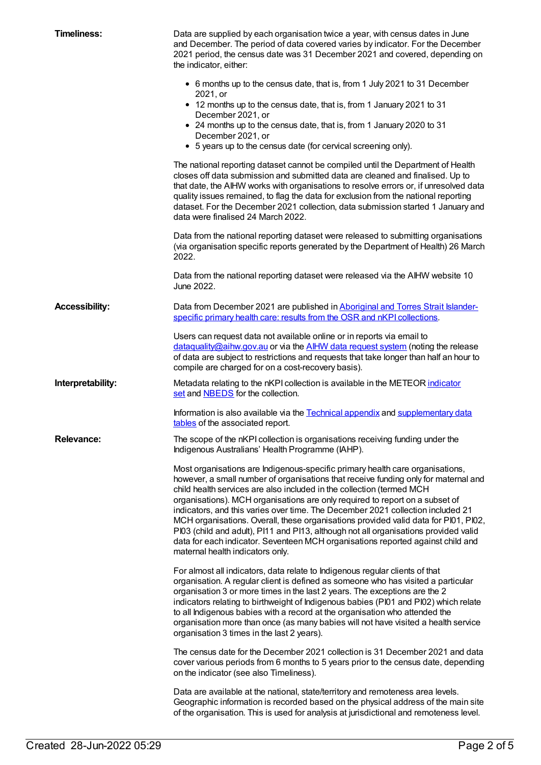**Timeliness:**

Data are supplied by each organisation twice a year, with census dates in June and December. The period of data covered varies by indicator. For the December 2021 period, the census date was 31 December 2021 and covered, depending on the indicator, either:

- 6 months up to the census date, that is, from 1 July 2021 to 31 December 2021, or
- 12 months up to the census date, that is, from 1 January 2021 to 31 December 2021, or
- 24 months up to the census date, that is, from 1 January 2020 to 31 December 2021, or
- 5 years up to the census date (for cervical screening only).

The national reporting dataset cannot be compiled until the Department of Health closes off data submission and submitted data are cleaned and finalised. Up to that date, the AIHW works with organisations to resolve errors or, if unresolved data quality issues remained, to flag the data for exclusion from the national reporting dataset. For the December 2021 collection, data submission started 1 January and data were finalised 24 March 2022.

Data from the national reporting dataset were released to submitting organisations (via organisation specific reports generated by the Department of Health) 26 March 2022.

Data from the national reporting dataset were released via the AIHW website 10 June 2022.

**Accessibility:**

Data from December 2021 are published in Aboriginal and Torres Strait Islander-specific primary health care: results from the OSR and nKPI collections.

Users can request data not available online or in reports via email to dataquality@aihw.gov.au or via the AIHW data request system (noting the release of data are subject to restrictions and requests that take longer than half an hour to compile are charged for on a cost-recovery basis).

**Interpretability:**

Metadata relating to the nKPI collection is available in the METEOR indicator set and NBEDS for the collection.

Information is also available via the Technical appendix and supplementary data tables of the associated report.

**Relevance:**

The scope of the nKPI collection is organisations receiving funding under the Indigenous Australians' Health Programme (IAHP).

Most organisations are Indigenous-specific primary health care organisations, however, a small number of organisations that receive funding only for maternal and child health services are also included in the collection (termed MCH organisations). MCH organisations are only required to report on a subset of indicators, and this varies over time. The December 2021 collection included 21 MCH organisations. Overall, these organisations provided valid data for PI01, PI02, PI03 (child and adult), PI11 and PI13, although not all organisations provided valid data for each indicator. Seventeen MCH organisations reported against child and maternal health indicators only.

For almost all indicators, data relate to Indigenous regular clients of that organisation. A regular client is defined as someone who has visited a particular organisation 3 or more times in the last 2 years. The exceptions are the 2 indicators relating to birthweight of Indigenous babies (PI01 and PI02) which relate to all Indigenous babies with a record at the organisation who attended the organisation more than once (as many babies will not have visited a health service organisation 3 times in the last 2 years).

The census date for the December 2021 collection is 31 December 2021 and data cover various periods from 6 months to 5 years prior to the census date, depending on the indicator (see also Timeliness).

Data are available at the national, state/territory and remoteness area levels. Geographic information is recorded based on the physical address of the main site of the organisation. This is used for analysis at jurisdictional and remoteness level.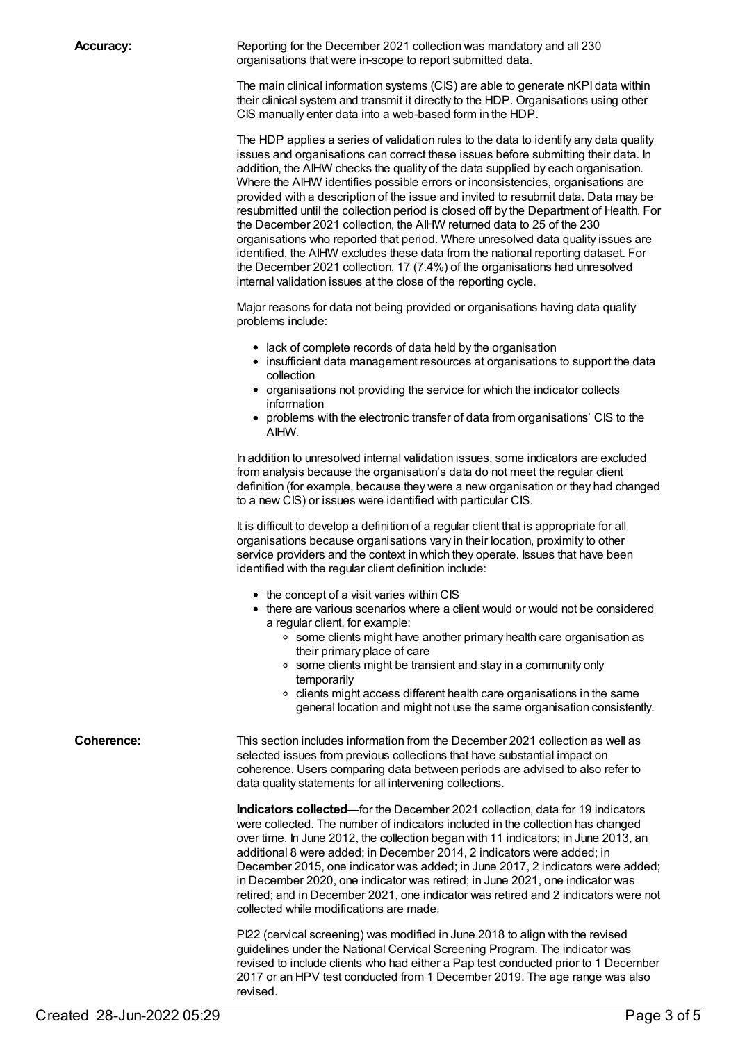**Accuracy:**

Reporting for the December 2021 collection was mandatory and all 230 organisations that were in-scope to report submitted data.

The main clinical information systems (CIS) are able to generate nKPI data within their clinical system and transmit it directly to the HDP. Organisations using other CIS manually enter data into a web-based form in the HDP.

The HDP applies a series of validation rules to the data to identify any data quality issues and organisations can correct these issues before submitting their data. In addition, the AIHW checks the quality of the data supplied by each organisation. Where the AIHW identifies possible errors or inconsistencies, organisations are provided with a description of the issue and invited to resubmit data. Data may be resubmitted until the collection period is closed off by the Department of Health. For the December 2021 collection, the AIHW returned data to 25 of the 230 organisations who reported that period. Where unresolved data quality issues are identified, the AIHW excludes these data from the national reporting dataset. For the December 2021 collection, 17 (7.4%) of the organisations had unresolved internal validation issues at the close of the reporting cycle.

Major reasons for data not being provided or organisations having data quality problems include:

- lack of complete records of data held by the organisation
- insufficient data management resources at organisations to support the data collection
- organisations not providing the service for which the indicator collects information
- problems with the electronic transfer of data from organisations' CIS to the AIHW.

In addition to unresolved internal validation issues, some indicators are excluded from analysis because the organisation's data do not meet the regular client definition (for example, because they were a new organisation or they had changed to a new CIS) or issues were identified with particular CIS.

It is difficult to develop a definition of a regular client that is appropriate for all organisations because organisations vary in their location, proximity to other service providers and the context in which they operate. Issues that have been identified with the regular client definition include:

- the concept of a visit varies within CIS
- there are various scenarios where a client would or would not be considered a regular client, for example:
  - some clients might have another primary health care organisation as their primary place of care
  - some clients might be transient and stay in a community only temporarily
  - clients might access different health care organisations in the same general location and might not use the same organisation consistently.

**Coherence:**

This section includes information from the December 2021 collection as well as selected issues from previous collections that have substantial impact on coherence. Users comparing data between periods are advised to also refer to data quality statements for all intervening collections.

**Indicators collected**—for the December 2021 collection, data for 19 indicators were collected. The number of indicators included in the collection has changed over time. In June 2012, the collection began with 11 indicators; in June 2013, an additional 8 were added; in December 2014, 2 indicators were added; in December 2015, one indicator was added; in June 2017, 2 indicators were added; in December 2020, one indicator was retired; in June 2021, one indicator was retired; and in December 2021, one indicator was retired and 2 indicators were not collected while modifications are made.

PI22 (cervical screening) was modified in June 2018 to align with the revised guidelines under the National Cervical Screening Program. The indicator was revised to include clients who had either a Pap test conducted prior to 1 December 2017 or an HPV test conducted from 1 December 2019. The age range was also revised.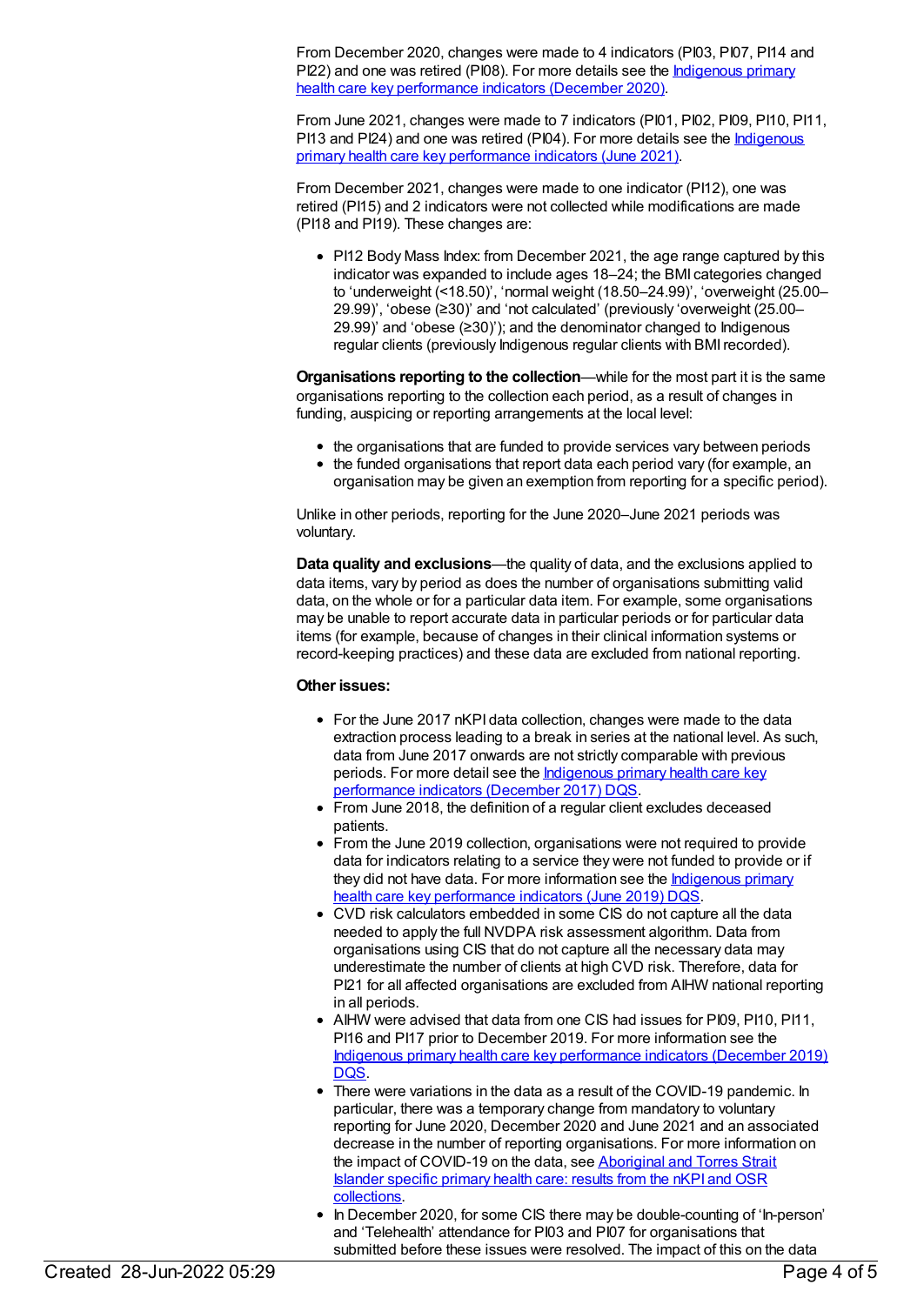From December 2020, changes were made to 4 indicators (PI03, PI07, PI14 and PI22) and one was retired (PI08). For more details see the [Indigenous primary health care key performance indicators (December 2020)](#).

From June 2021, changes were made to 7 indicators (PI01, PI02, PI09, PI10, PI11, PI13 and PI24) and one was retired (PI04). For more details see the [Indigenous primary health care key performance indicators (June 2021)](#).

From December 2021, changes were made to one indicator (PI12), one was retired (PI15) and 2 indicators were not collected while modifications are made (PI18 and PI19). These changes are:

- PI12 Body Mass Index: from December 2021, the age range captured by this indicator was expanded to include ages 18–24; the BMI categories changed to 'underweight (<18.50)', 'normal weight (18.50–24.99)', 'overweight (25.00–29.99)', 'obese (≥30)' and 'not calculated' (previously 'overweight (25.00–29.99)' and 'obese (≥30)'); and the denominator changed to Indigenous regular clients (previously Indigenous regular clients with BMI recorded).

**Organisations reporting to the collection**—while for the most part it is the same organisations reporting to the collection each period, as a result of changes in funding, auspicing or reporting arrangements at the local level:

- the organisations that are funded to provide services vary between periods
- the funded organisations that report data each period vary (for example, an organisation may be given an exemption from reporting for a specific period).

Unlike in other periods, reporting for the June 2020–June 2021 periods was voluntary.

**Data quality and exclusions**—the quality of data, and the exclusions applied to data items, vary by period as does the number of organisations submitting valid data, on the whole or for a particular data item. For example, some organisations may be unable to report accurate data in particular periods or for particular data items (for example, because of changes in their clinical information systems or record-keeping practices) and these data are excluded from national reporting.

**Other issues:**

- For the June 2017 nKPI data collection, changes were made to the data extraction process leading to a break in series at the national level. As such, data from June 2017 onwards are not strictly comparable with previous periods. For more detail see the [Indigenous primary health care key performance indicators (December 2017) DQS](#).
- From June 2018, the definition of a regular client excludes deceased patients.
- From the June 2019 collection, organisations were not required to provide data for indicators relating to a service they were not funded to provide or if they did not have data. For more information see the [Indigenous primary health care key performance indicators (June 2019) DQS](#).
- CVD risk calculators embedded in some CIS do not capture all the data needed to apply the full NVDPA risk assessment algorithm. Data from organisations using CIS that do not capture all the necessary data may underestimate the number of clients at high CVD risk. Therefore, data for PI21 for all affected organisations are excluded from AIHW national reporting in all periods.
- AIHW were advised that data from one CIS had issues for PI09, PI10, PI11, PI16 and PI17 prior to December 2019. For more information see the [Indigenous primary health care key performance indicators (December 2019) DQS](#).
- There were variations in the data as a result of the COVID-19 pandemic. In particular, there was a temporary change from mandatory to voluntary reporting for June 2020, December 2020 and June 2021 and an associated decrease in the number of reporting organisations. For more information on the impact of COVID-19 on the data, see [Aboriginal and Torres Strait Islander specific primary health care: results from the nKPI and OSR collections](#).
- In December 2020, for some CIS there may be double-counting of 'In-person' and 'Telehealth' attendance for PI03 and PI07 for organisations that submitted before these issues were resolved. The impact of this on the data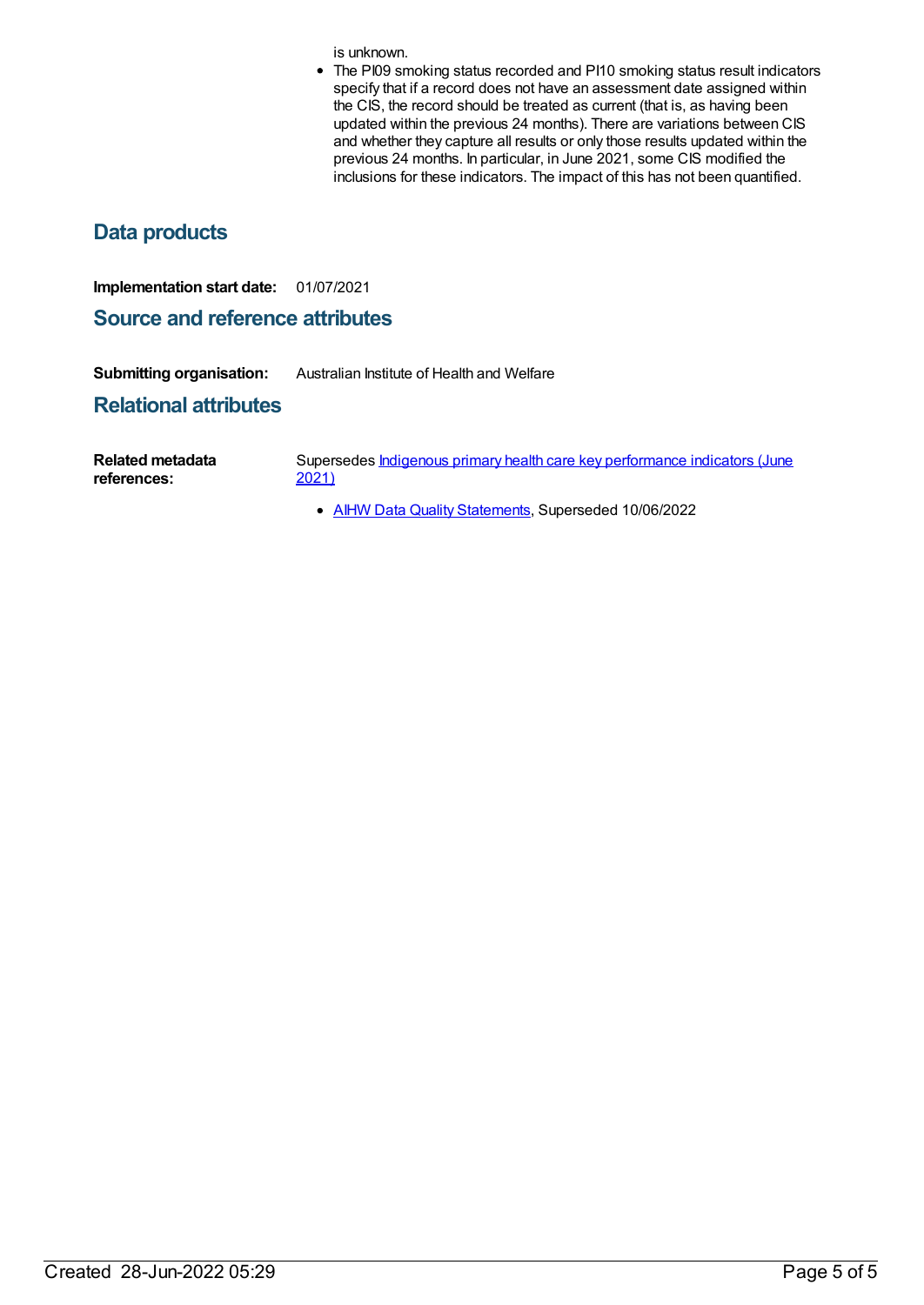is unknown.

- The PI09 smoking status recorded and PI10 smoking status result indicators specify that if a record does not have an assessment date assigned within the CIS, the record should be treated as current (that is, as having been updated within the previous 24 months). There are variations between CIS and whether they capture all results or only those results updated within the previous 24 months. In particular, in June 2021, some CIS modified the inclusions for these indicators. The impact of this has not been quantified.

## Data products

**Implementation start date:** 01/07/2021

## Source and reference attributes

**Submitting organisation:** Australian Institute of Health and Welfare

## Relational attributes

**Related metadata references:** Supersedes Indigenous primary health care key performance indicators (June 2021)

- AIHW Data Quality Statements, Superseded 10/06/2022